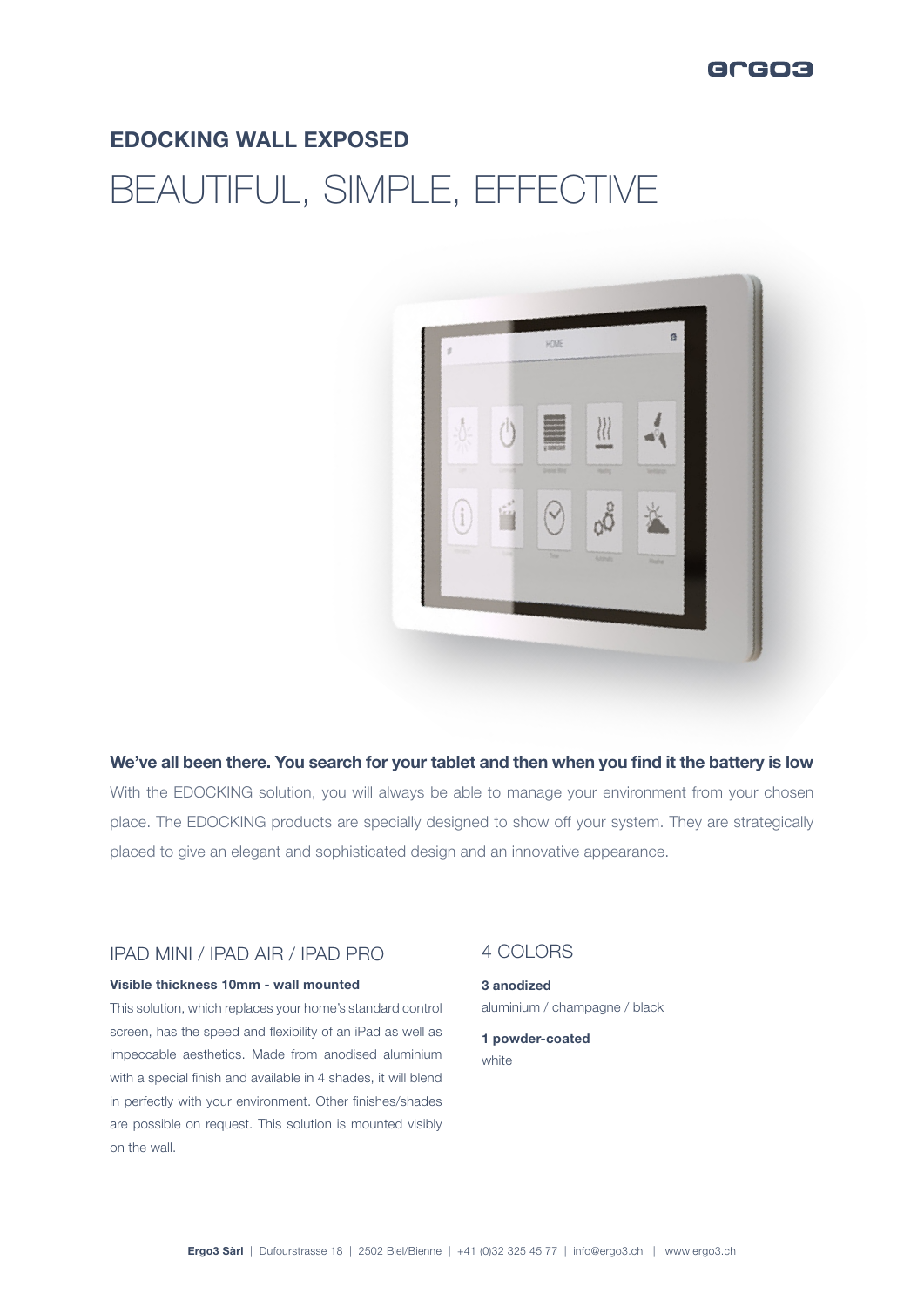## EDOCKING WALL EXPOSED

# BEAUTIFUL, SIMPLE, EFFECTIVE

**We've all been there. You search for your tablet and then when you find it the battery is low**

With the EDOCKING solution, you will always be able to manage your environment from your chosen place. The EDOCKING products are specially designed to show off your system. They are strategically placed to give an elegant and sophisticated design and an innovative appearance.

### IPAD MINI / IPAD AIR / IPAD PRO

**Visible thickness 10mm - wall mounted**

This solution, which replaces your home's standard control screen, has the speed and flexibility of an iPad as well as impeccable aesthetics. Made from anodised aluminium with a special finish and available in 4 shades, it will blend in perfectly with your environment. Other finishes/shades are possible on request. This solution is mounted visibly on the wall.

### 4 COLORS

**3 anodized**
aluminium / champagne / black

**1 powder-coated**
white

**Ergo3 Sàrl** | Dufourstrasse 18 | 2502 Biel/Bienne | +41 (0)32 325 45 77 | info@ergo3.ch | www.ergo3.ch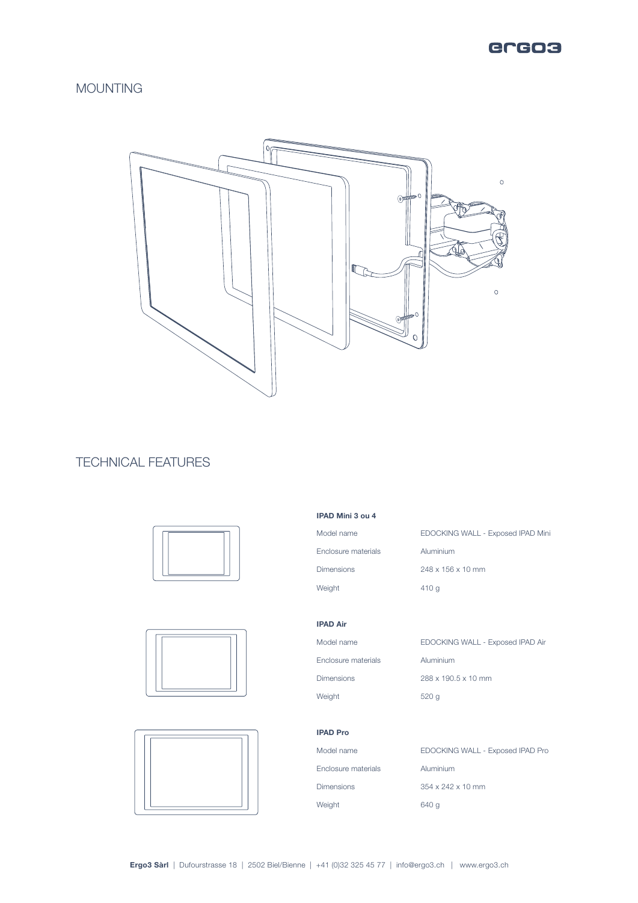## MOUNTING

## TECHNICAL FEATURES

**IPAD Mini 3 ou 4**

| | |
|---|---|
| Model name | EDOCKING WALL - Exposed IPAD Mini |
| Enclosure materials | Aluminium |
| Dimensions | 248 x 156 x 10 mm |
| Weight | 410 g |

**IPAD Air**

| | |
|---|---|
| Model name | EDOCKING WALL - Exposed IPAD Air |
| Enclosure materials | Aluminium |
| Dimensions | 288 x 190.5 x 10 mm |
| Weight | 520 g |

**IPAD Pro**

| | |
|---|---|
| Model name | EDOCKING WALL - Exposed IPAD Pro |
| Enclosure materials | Aluminium |
| Dimensions | 354 x 242 x 10 mm |
| Weight | 640 g |

**Ergo3 Sàrl** | Dufourstrasse 18 | 2502 Biel/Bienne | +41 (0)32 325 45 77 | info@ergo3.ch | www.ergo3.ch